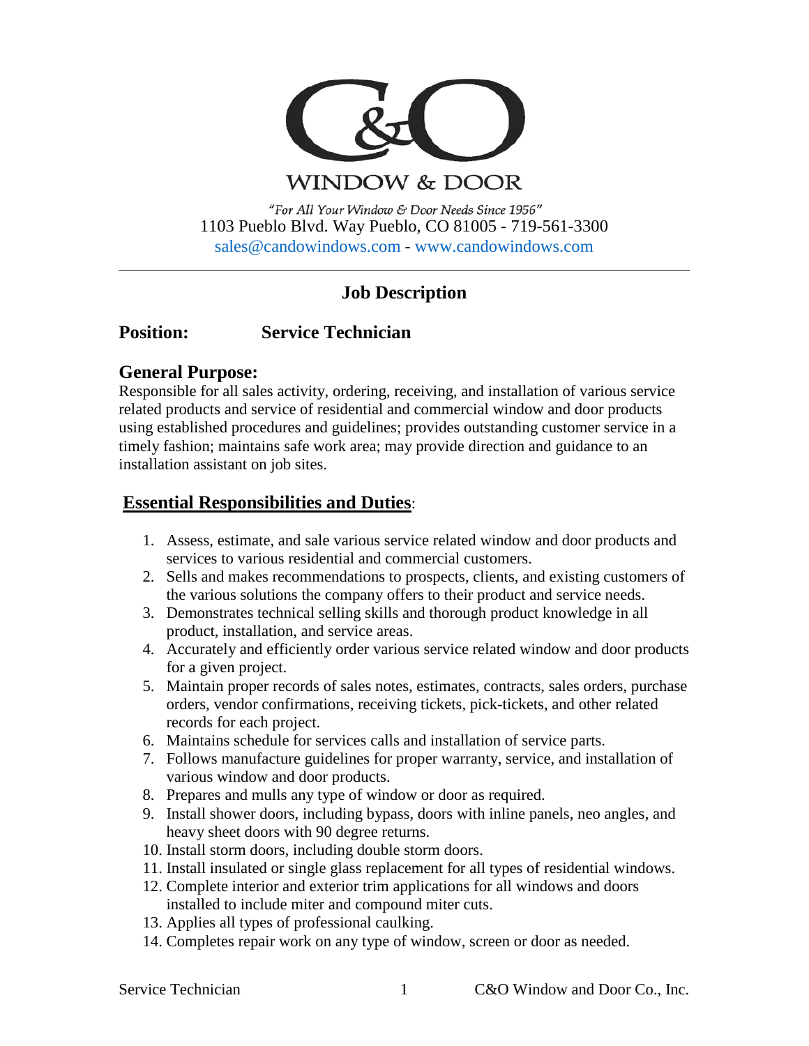# C&O WINDOW & DOOR

*"For All Your Window & Door Needs Since 1956"*
1103 Pueblo Blvd. Way Pueblo, CO 81005 - 719-561-3300
sales@candowindows.com - www.candowindows.com

---

## Job Description

**Position:** **Service Technician**

### General Purpose:

Responsible for all sales activity, ordering, receiving, and installation of various service related products and service of residential and commercial window and door products using established procedures and guidelines; provides outstanding customer service in a timely fashion; maintains safe work area; may provide direction and guidance to an installation assistant on job sites.

### Essential Responsibilities and Duties:

1. Assess, estimate, and sale various service related window and door products and services to various residential and commercial customers.
2. Sells and makes recommendations to prospects, clients, and existing customers of the various solutions the company offers to their product and service needs.
3. Demonstrates technical selling skills and thorough product knowledge in all product, installation, and service areas.
4. Accurately and efficiently order various service related window and door products for a given project.
5. Maintain proper records of sales notes, estimates, contracts, sales orders, purchase orders, vendor confirmations, receiving tickets, pick-tickets, and other related records for each project.
6. Maintains schedule for services calls and installation of service parts.
7. Follows manufacture guidelines for proper warranty, service, and installation of various window and door products.
8. Prepares and mulls any type of window or door as required.
9. Install shower doors, including bypass, doors with inline panels, neo angles, and heavy sheet doors with 90 degree returns.
10. Install storm doors, including double storm doors.
11. Install insulated or single glass replacement for all types of residential windows.
12. Complete interior and exterior trim applications for all windows and doors installed to include miter and compound miter cuts.
13. Applies all types of professional caulking.
14. Completes repair work on any type of window, screen or door as needed.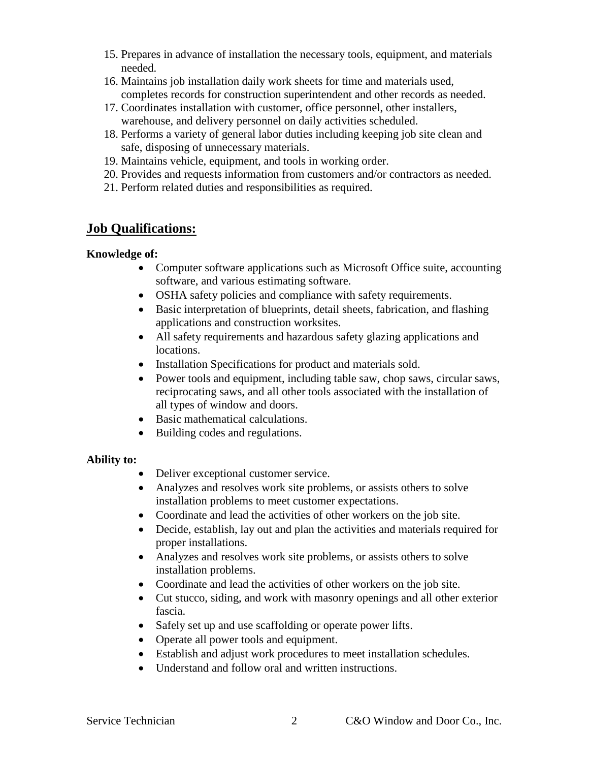15. Prepares in advance of installation the necessary tools, equipment, and materials needed.
16. Maintains job installation daily work sheets for time and materials used, completes records for construction superintendent and other records as needed.
17. Coordinates installation with customer, office personnel, other installers, warehouse, and delivery personnel on daily activities scheduled.
18. Performs a variety of general labor duties including keeping job site clean and safe, disposing of unnecessary materials.
19. Maintains vehicle, equipment, and tools in working order.
20. Provides and requests information from customers and/or contractors as needed.
21. Perform related duties and responsibilities as required.

## Job Qualifications:

**Knowledge of:**

- Computer software applications such as Microsoft Office suite, accounting software, and various estimating software.
- OSHA safety policies and compliance with safety requirements.
- Basic interpretation of blueprints, detail sheets, fabrication, and flashing applications and construction worksites.
- All safety requirements and hazardous safety glazing applications and locations.
- Installation Specifications for product and materials sold.
- Power tools and equipment, including table saw, chop saws, circular saws, reciprocating saws, and all other tools associated with the installation of all types of window and doors.
- Basic mathematical calculations.
- Building codes and regulations.

**Ability to:**

- Deliver exceptional customer service.
- Analyzes and resolves work site problems, or assists others to solve installation problems to meet customer expectations.
- Coordinate and lead the activities of other workers on the job site.
- Decide, establish, lay out and plan the activities and materials required for proper installations.
- Analyzes and resolves work site problems, or assists others to solve installation problems.
- Coordinate and lead the activities of other workers on the job site.
- Cut stucco, siding, and work with masonry openings and all other exterior fascia.
- Safely set up and use scaffolding or operate power lifts.
- Operate all power tools and equipment.
- Establish and adjust work procedures to meet installation schedules.
- Understand and follow oral and written instructions.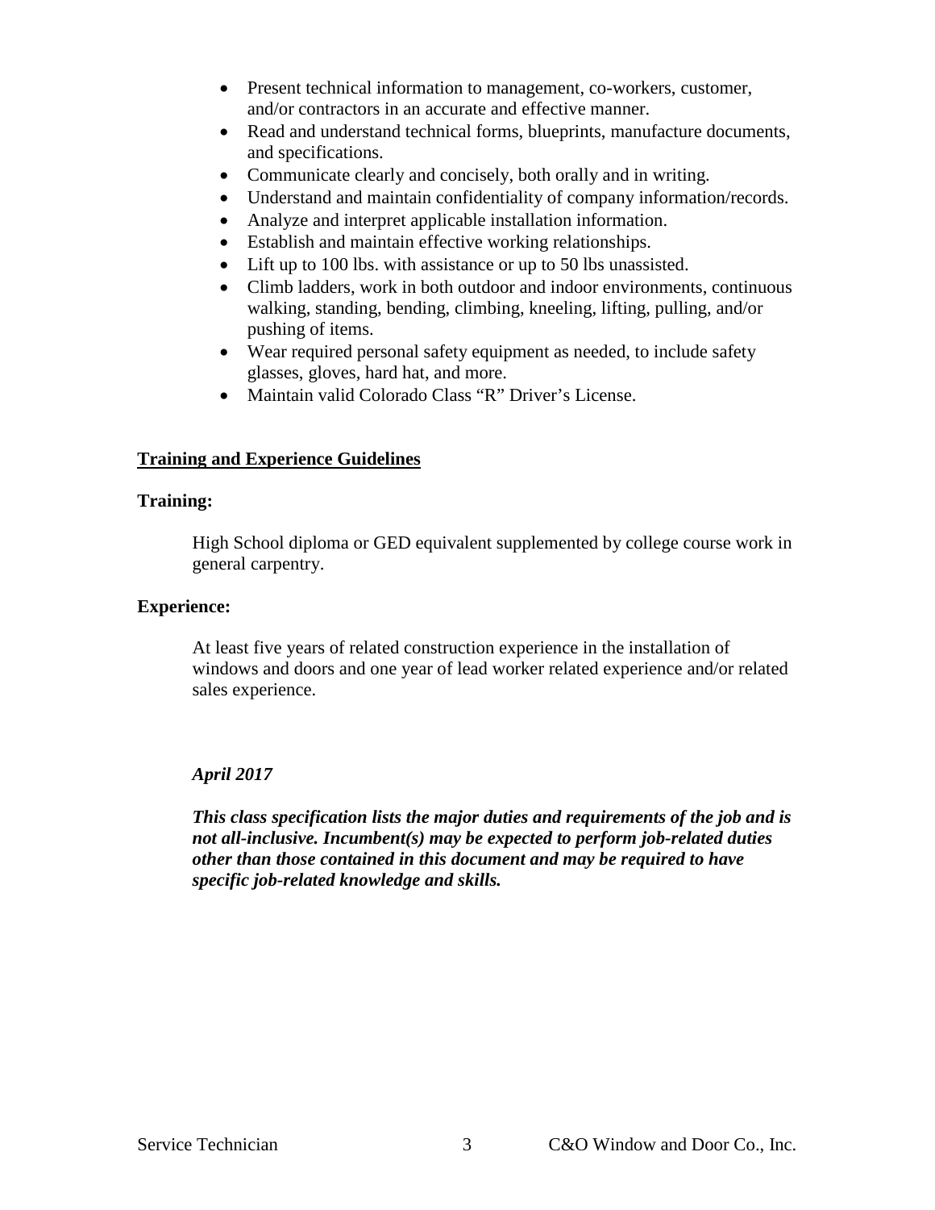- Present technical information to management, co-workers, customer, and/or contractors in an accurate and effective manner.
- Read and understand technical forms, blueprints, manufacture documents, and specifications.
- Communicate clearly and concisely, both orally and in writing.
- Understand and maintain confidentiality of company information/records.
- Analyze and interpret applicable installation information.
- Establish and maintain effective working relationships.
- Lift up to 100 lbs. with assistance or up to 50 lbs unassisted.
- Climb ladders, work in both outdoor and indoor environments, continuous walking, standing, bending, climbing, kneeling, lifting, pulling, and/or pushing of items.
- Wear required personal safety equipment as needed, to include safety glasses, gloves, hard hat, and more.
- Maintain valid Colorado Class "R" Driver's License.

## Training and Experience Guidelines

**Training:**

High School diploma or GED equivalent supplemented by college course work in general carpentry.

**Experience:**

At least five years of related construction experience in the installation of windows and doors and one year of lead worker related experience and/or related sales experience.

***April 2017***

***This class specification lists the major duties and requirements of the job and is not all-inclusive. Incumbent(s) may be expected to perform job-related duties other than those contained in this document and may be required to have specific job-related knowledge and skills.***